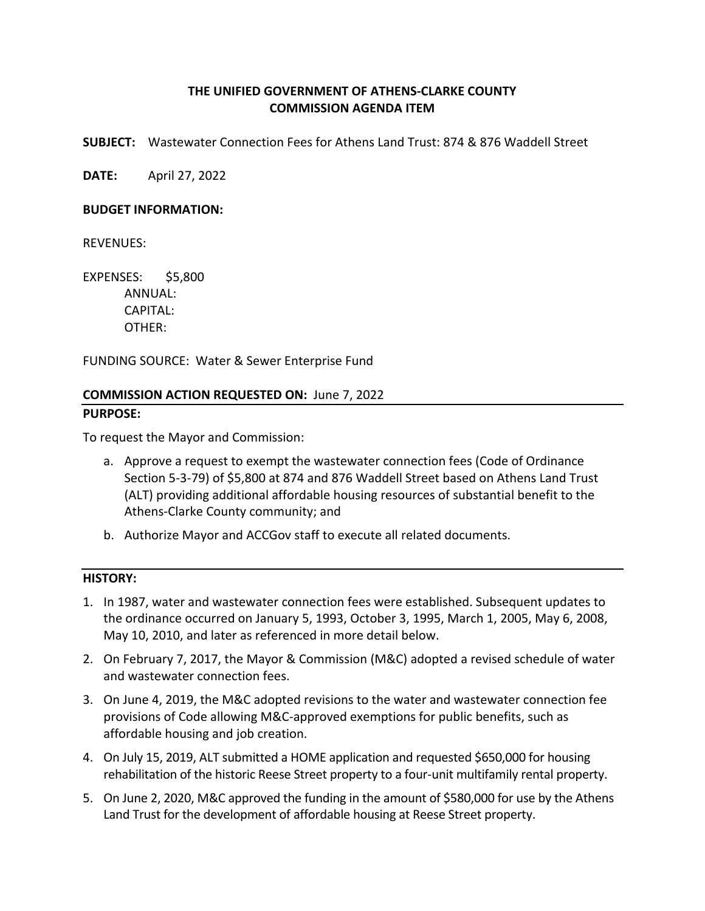**THE UNIFIED GOVERNMENT OF ATHENS-CLARKE COUNTY**
**COMMISSION AGENDA ITEM**

**SUBJECT:** Wastewater Connection Fees for Athens Land Trust: 874 & 876 Waddell Street

**DATE:** April 27, 2022

**BUDGET INFORMATION:**

REVENUES:

EXPENSES: $5,800
ANNUAL:
CAPITAL:
OTHER:

FUNDING SOURCE: Water & Sewer Enterprise Fund

**COMMISSION ACTION REQUESTED ON:** June 7, 2022

**PURPOSE:**

To request the Mayor and Commission:

a. Approve a request to exempt the wastewater connection fees (Code of Ordinance Section 5-3-79) of $5,800 at 874 and 876 Waddell Street based on Athens Land Trust (ALT) providing additional affordable housing resources of substantial benefit to the Athens-Clarke County community; and
b. Authorize Mayor and ACCGov staff to execute all related documents.

**HISTORY:**

1. In 1987, water and wastewater connection fees were established. Subsequent updates to the ordinance occurred on January 5, 1993, October 3, 1995, March 1, 2005, May 6, 2008, May 10, 2010, and later as referenced in more detail below.
2. On February 7, 2017, the Mayor & Commission (M&C) adopted a revised schedule of water and wastewater connection fees.
3. On June 4, 2019, the M&C adopted revisions to the water and wastewater connection fee provisions of Code allowing M&C-approved exemptions for public benefits, such as affordable housing and job creation.
4. On July 15, 2019, ALT submitted a HOME application and requested $650,000 for housing rehabilitation of the historic Reese Street property to a four-unit multifamily rental property.
5. On June 2, 2020, M&C approved the funding in the amount of $580,000 for use by the Athens Land Trust for the development of affordable housing at Reese Street property.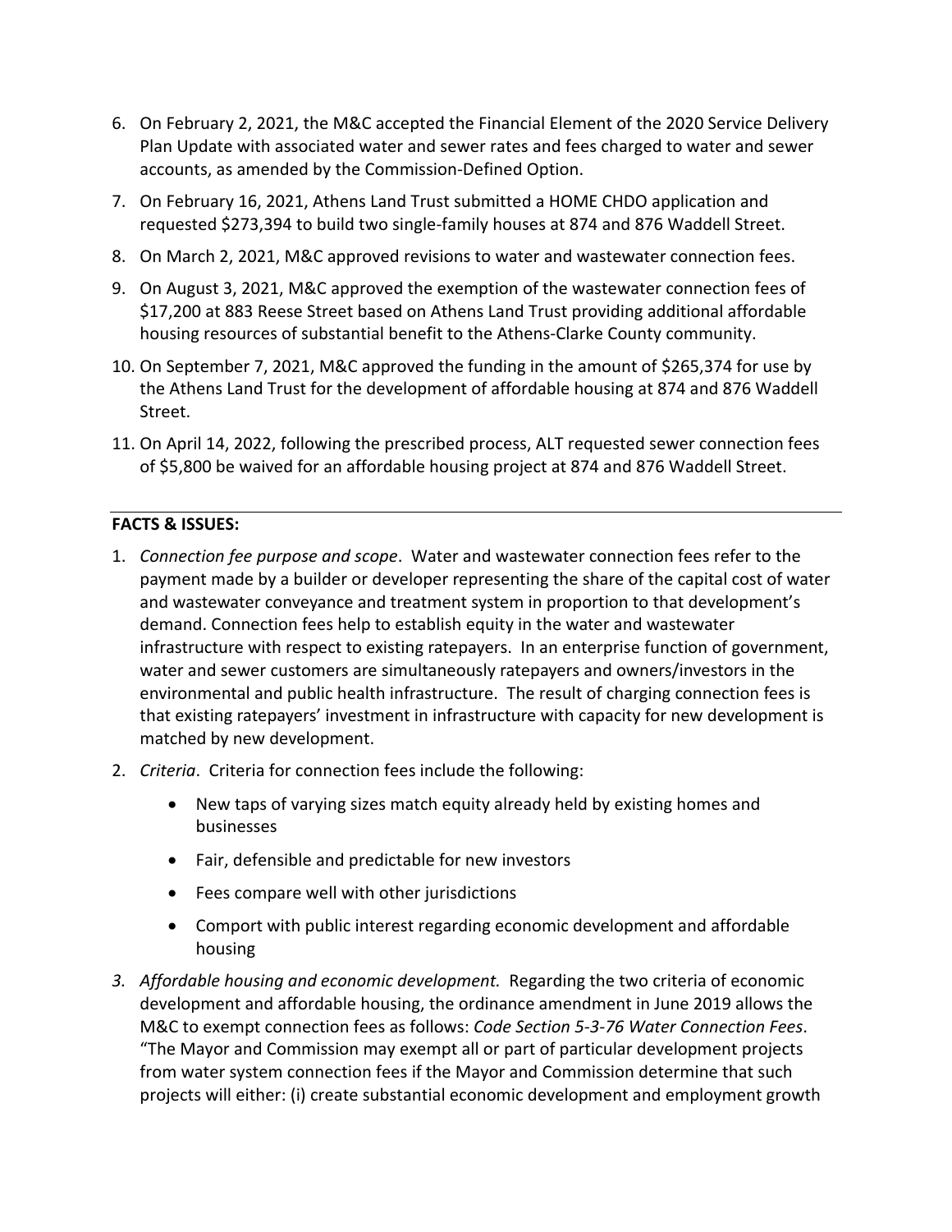6. On February 2, 2021, the M&C accepted the Financial Element of the 2020 Service Delivery Plan Update with associated water and sewer rates and fees charged to water and sewer accounts, as amended by the Commission-Defined Option.
7. On February 16, 2021, Athens Land Trust submitted a HOME CHDO application and requested $273,394 to build two single-family houses at 874 and 876 Waddell Street.
8. On March 2, 2021, M&C approved revisions to water and wastewater connection fees.
9. On August 3, 2021, M&C approved the exemption of the wastewater connection fees of $17,200 at 883 Reese Street based on Athens Land Trust providing additional affordable housing resources of substantial benefit to the Athens-Clarke County community.
10. On September 7, 2021, M&C approved the funding in the amount of $265,374 for use by the Athens Land Trust for the development of affordable housing at 874 and 876 Waddell Street.
11. On April 14, 2022, following the prescribed process, ALT requested sewer connection fees of $5,800 be waived for an affordable housing project at 874 and 876 Waddell Street.

---

**FACTS & ISSUES:**

1. *Connection fee purpose and scope*. Water and wastewater connection fees refer to the payment made by a builder or developer representing the share of the capital cost of water and wastewater conveyance and treatment system in proportion to that development's demand. Connection fees help to establish equity in the water and wastewater infrastructure with respect to existing ratepayers. In an enterprise function of government, water and sewer customers are simultaneously ratepayers and owners/investors in the environmental and public health infrastructure. The result of charging connection fees is that existing ratepayers' investment in infrastructure with capacity for new development is matched by new development.
2. *Criteria*. Criteria for connection fees include the following:
   - New taps of varying sizes match equity already held by existing homes and businesses
   - Fair, defensible and predictable for new investors
   - Fees compare well with other jurisdictions
   - Comport with public interest regarding economic development and affordable housing
3. *Affordable housing and economic development.* Regarding the two criteria of economic development and affordable housing, the ordinance amendment in June 2019 allows the M&C to exempt connection fees as follows: *Code Section 5-3-76 Water Connection Fees*. "The Mayor and Commission may exempt all or part of particular development projects from water system connection fees if the Mayor and Commission determine that such projects will either: (i) create substantial economic development and employment growth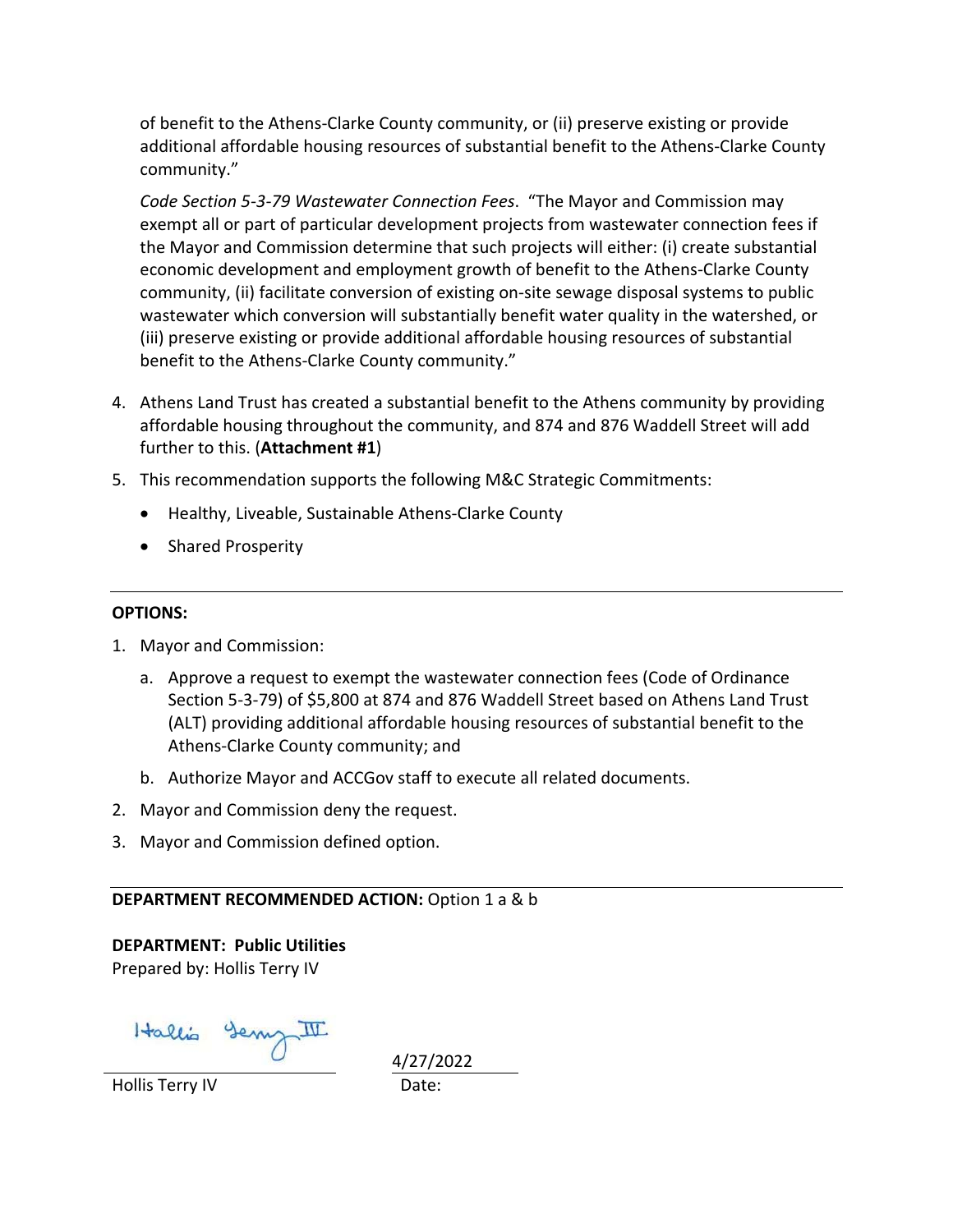of benefit to the Athens-Clarke County community, or (ii) preserve existing or provide additional affordable housing resources of substantial benefit to the Athens-Clarke County community."

*Code Section 5-3-79 Wastewater Connection Fees*. "The Mayor and Commission may exempt all or part of particular development projects from wastewater connection fees if the Mayor and Commission determine that such projects will either: (i) create substantial economic development and employment growth of benefit to the Athens-Clarke County community, (ii) facilitate conversion of existing on-site sewage disposal systems to public wastewater which conversion will substantially benefit water quality in the watershed, or (iii) preserve existing or provide additional affordable housing resources of substantial benefit to the Athens-Clarke County community."

4. Athens Land Trust has created a substantial benefit to the Athens community by providing affordable housing throughout the community, and 874 and 876 Waddell Street will add further to this. (**Attachment #1**)
5. This recommendation supports the following M&C Strategic Commitments:
   - Healthy, Liveable, Sustainable Athens-Clarke County
   - Shared Prosperity

---

**OPTIONS:**

1. Mayor and Commission:
   a. Approve a request to exempt the wastewater connection fees (Code of Ordinance Section 5-3-79) of $5,800 at 874 and 876 Waddell Street based on Athens Land Trust (ALT) providing additional affordable housing resources of substantial benefit to the Athens-Clarke County community; and
   b. Authorize Mayor and ACCGov staff to execute all related documents.
2. Mayor and Commission deny the request.
3. Mayor and Commission defined option.

---

**DEPARTMENT RECOMMENDED ACTION:** Option 1 a & b

**DEPARTMENT: Public Utilities**
Prepared by: Hollis Terry IV

Hollis Terry IV (signature)

Hollis Terry IV

Date: 4/27/2022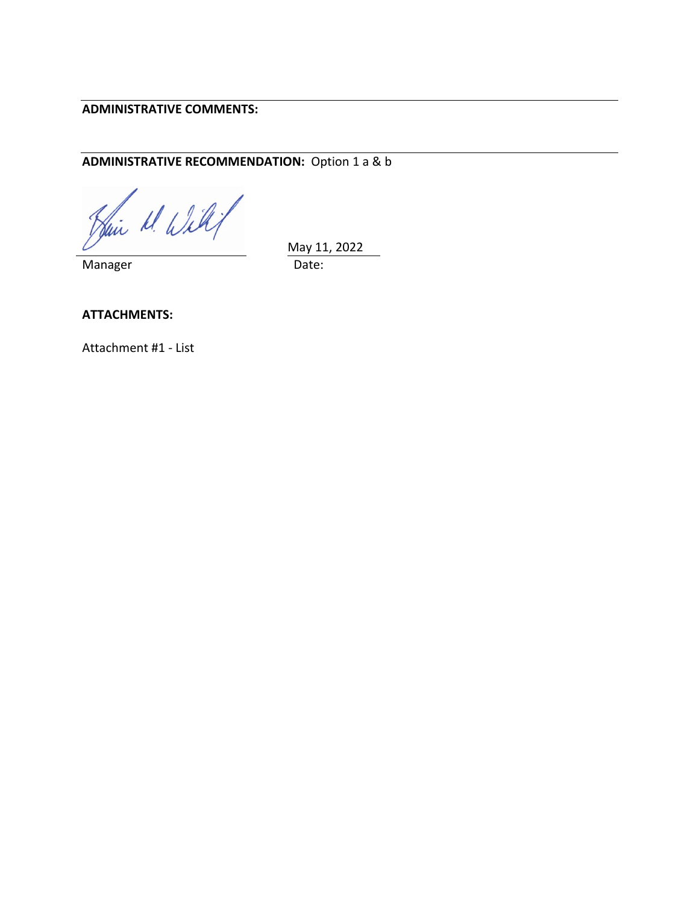**ADMINISTRATIVE COMMENTS:**

**ADMINISTRATIVE RECOMMENDATION:** Option 1 a & b

Manager

May 11, 2022

Date:

**ATTACHMENTS:**

Attachment #1 - List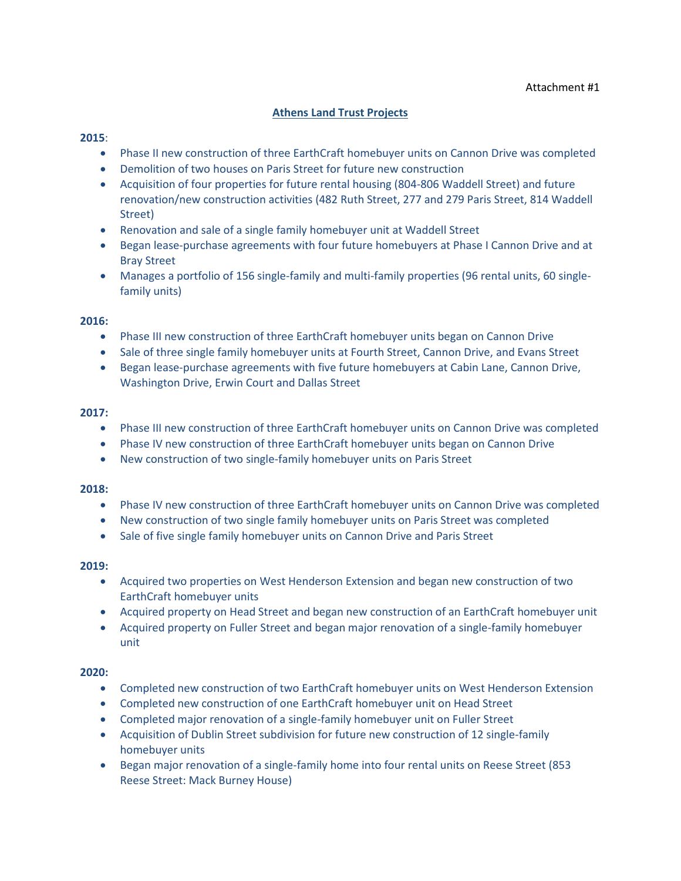Attachment #1

**Athens Land Trust Projects**

**2015**:

- Phase II new construction of three EarthCraft homebuyer units on Cannon Drive was completed
- Demolition of two houses on Paris Street for future new construction
- Acquisition of four properties for future rental housing (804-806 Waddell Street) and future renovation/new construction activities (482 Ruth Street, 277 and 279 Paris Street, 814 Waddell Street)
- Renovation and sale of a single family homebuyer unit at Waddell Street
- Began lease-purchase agreements with four future homebuyers at Phase I Cannon Drive and at Bray Street
- Manages a portfolio of 156 single-family and multi-family properties (96 rental units, 60 single-family units)

**2016:**

- Phase III new construction of three EarthCraft homebuyer units began on Cannon Drive
- Sale of three single family homebuyer units at Fourth Street, Cannon Drive, and Evans Street
- Began lease-purchase agreements with five future homebuyers at Cabin Lane, Cannon Drive, Washington Drive, Erwin Court and Dallas Street

**2017:**

- Phase III new construction of three EarthCraft homebuyer units on Cannon Drive was completed
- Phase IV new construction of three EarthCraft homebuyer units began on Cannon Drive
- New construction of two single-family homebuyer units on Paris Street

**2018:**

- Phase IV new construction of three EarthCraft homebuyer units on Cannon Drive was completed
- New construction of two single family homebuyer units on Paris Street was completed
- Sale of five single family homebuyer units on Cannon Drive and Paris Street

**2019:**

- Acquired two properties on West Henderson Extension and began new construction of two EarthCraft homebuyer units
- Acquired property on Head Street and began new construction of an EarthCraft homebuyer unit
- Acquired property on Fuller Street and began major renovation of a single-family homebuyer unit

**2020:**

- Completed new construction of two EarthCraft homebuyer units on West Henderson Extension
- Completed new construction of one EarthCraft homebuyer unit on Head Street
- Completed major renovation of a single-family homebuyer unit on Fuller Street
- Acquisition of Dublin Street subdivision for future new construction of 12 single-family homebuyer units
- Began major renovation of a single-family home into four rental units on Reese Street (853 Reese Street: Mack Burney House)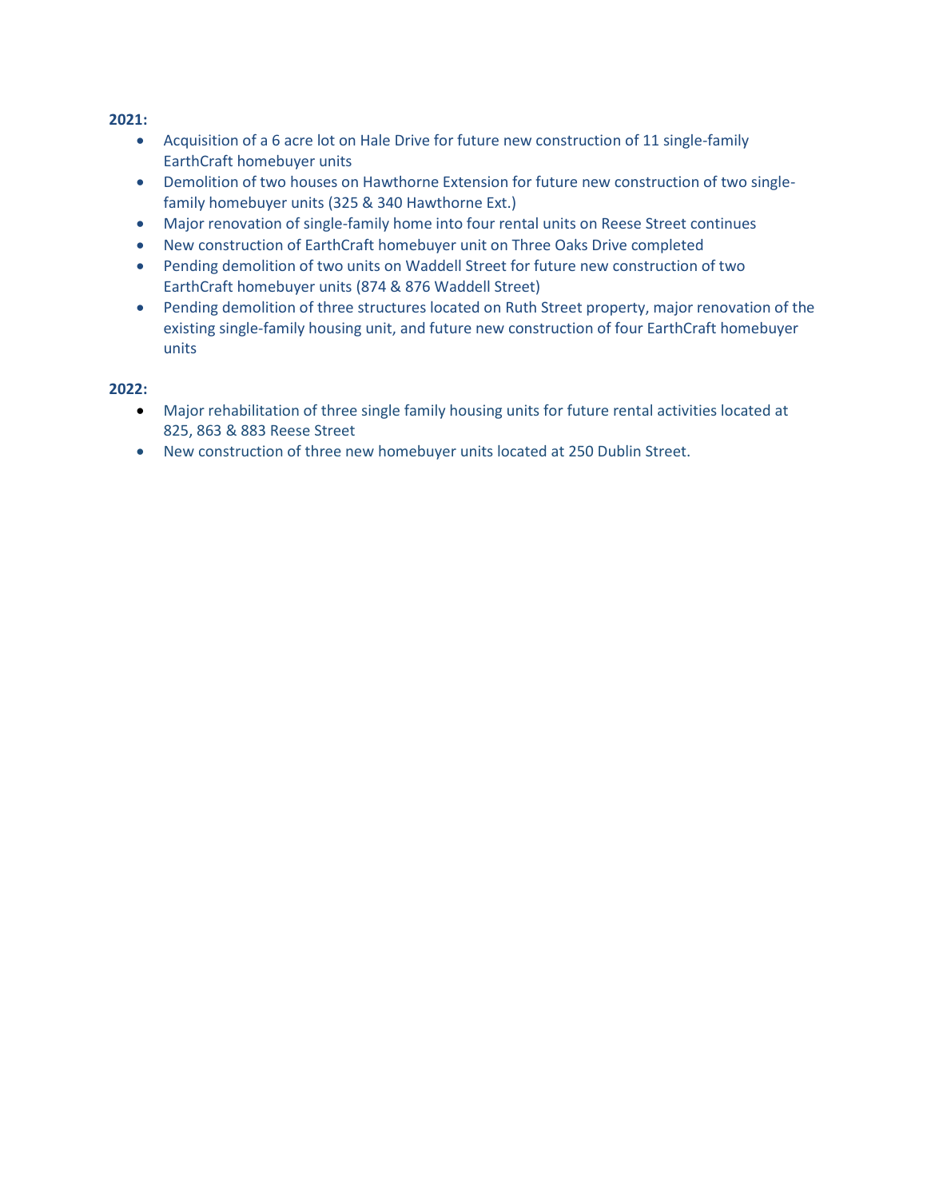**2021:**

- Acquisition of a 6 acre lot on Hale Drive for future new construction of 11 single-family EarthCraft homebuyer units
- Demolition of two houses on Hawthorne Extension for future new construction of two single-family homebuyer units (325 & 340 Hawthorne Ext.)
- Major renovation of single-family home into four rental units on Reese Street continues
- New construction of EarthCraft homebuyer unit on Three Oaks Drive completed
- Pending demolition of two units on Waddell Street for future new construction of two EarthCraft homebuyer units (874 & 876 Waddell Street)
- Pending demolition of three structures located on Ruth Street property, major renovation of the existing single-family housing unit, and future new construction of four EarthCraft homebuyer units

**2022:**

- Major rehabilitation of three single family housing units for future rental activities located at 825, 863 & 883 Reese Street
- New construction of three new homebuyer units located at 250 Dublin Street.